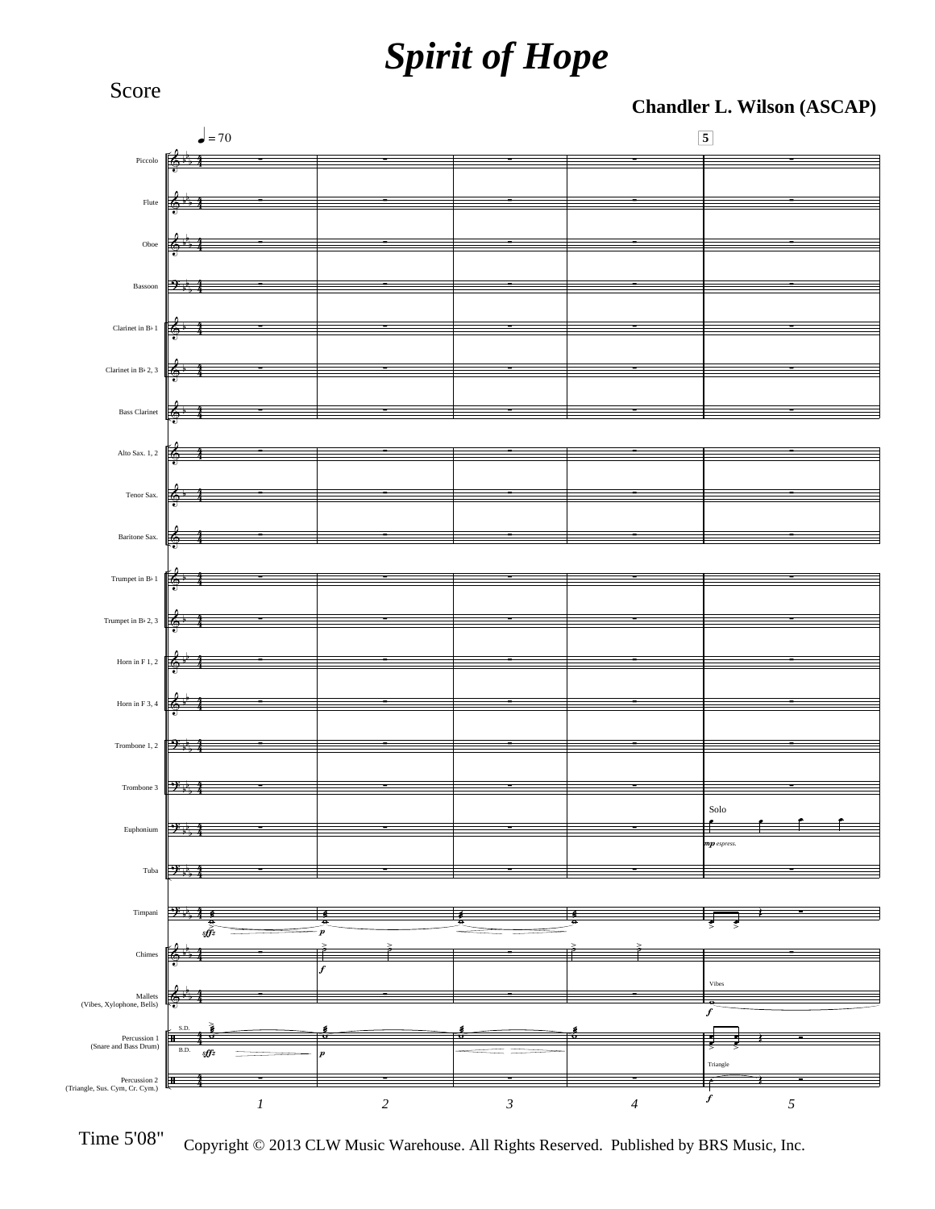# *Spirit of Hope*

Score

**Chandler L. Wilson (ASCAP)**

Time 5'08"

Copyright © 2013 CLW Music Warehouse. All Rights Reserved. Published by BRS Music, Inc.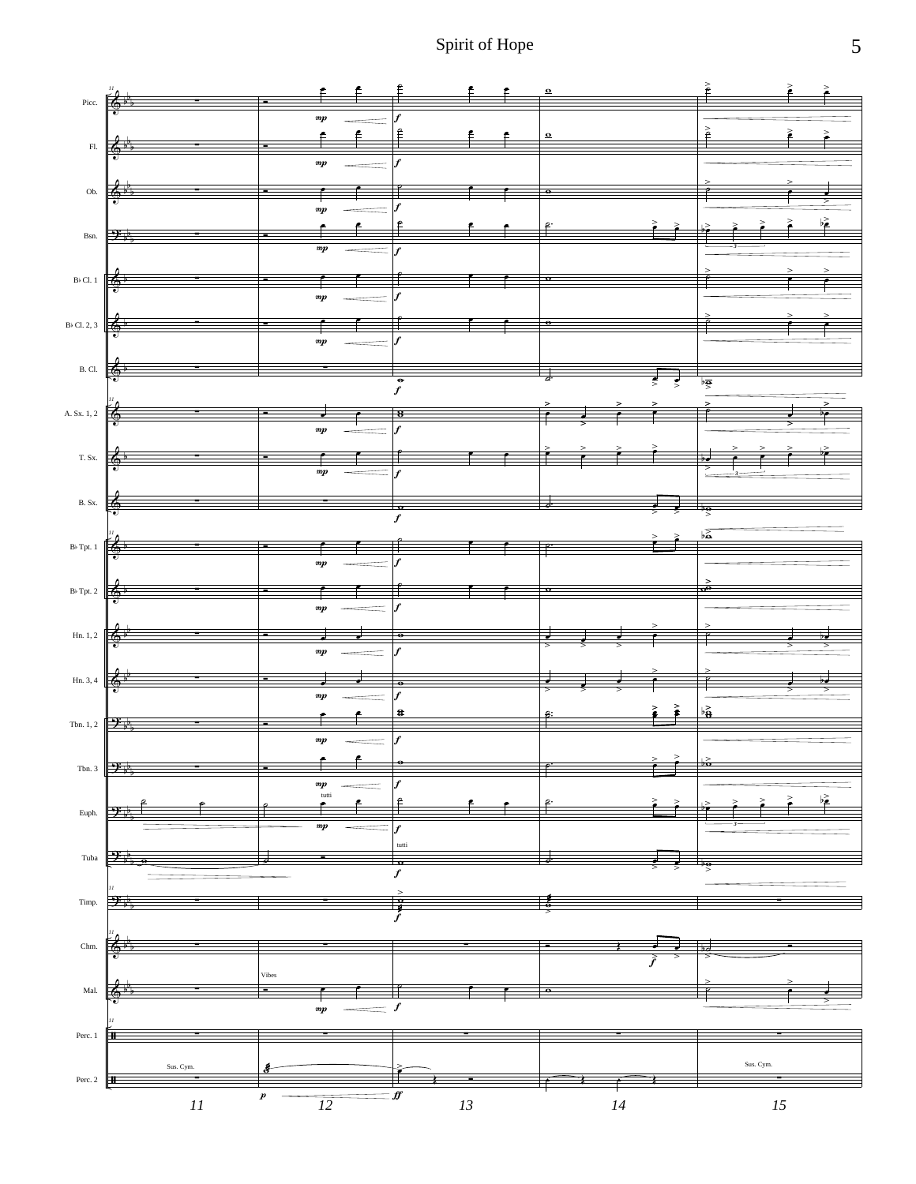Picc.

Fl.

Ob.

Bsn.

B♭ Cl. 1

B♭ Cl. 2, 3

B. Cl.

A. Sx. 1, 2

T. Sx.

B. Sx.

B♭ Tpt. 1

B♭ Tpt. 2

Hn. 1, 2

Hn. 3, 4

Tbn. 1, 2

Tbn. 3

Euph.

Tuba

Timp.

Chm.

Mal.

Perc. 1

Perc. 2

tutti

Vibes

Sus. Cym.

*mp* *f* *ff* *p*

11 12 13 14 15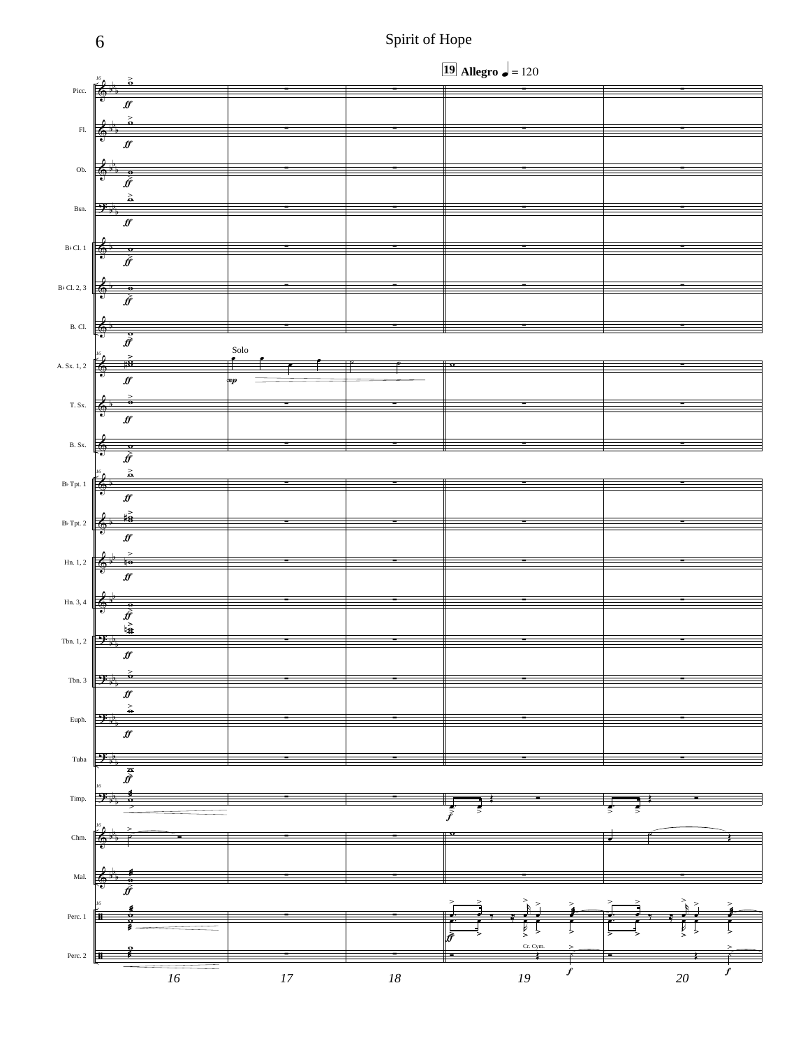19 Allegro ♩= 120

Picc.
Fl.
Ob.
Bsn.
B♭ Cl. 1
B♭ Cl. 2, 3
B. Cl.
A. Sx. 1, 2
Solo
T. Sx.
B. Sx.
B♭ Tpt. 1
B♭ Tpt. 2
Hn. 1, 2
Hn. 3, 4
Tbn. 1, 2
Tbn. 3
Euph.
Tuba
Timp.
Chm.
Mal.
Perc. 1
Cr. Cym.
Perc. 2

16 17 18 19 20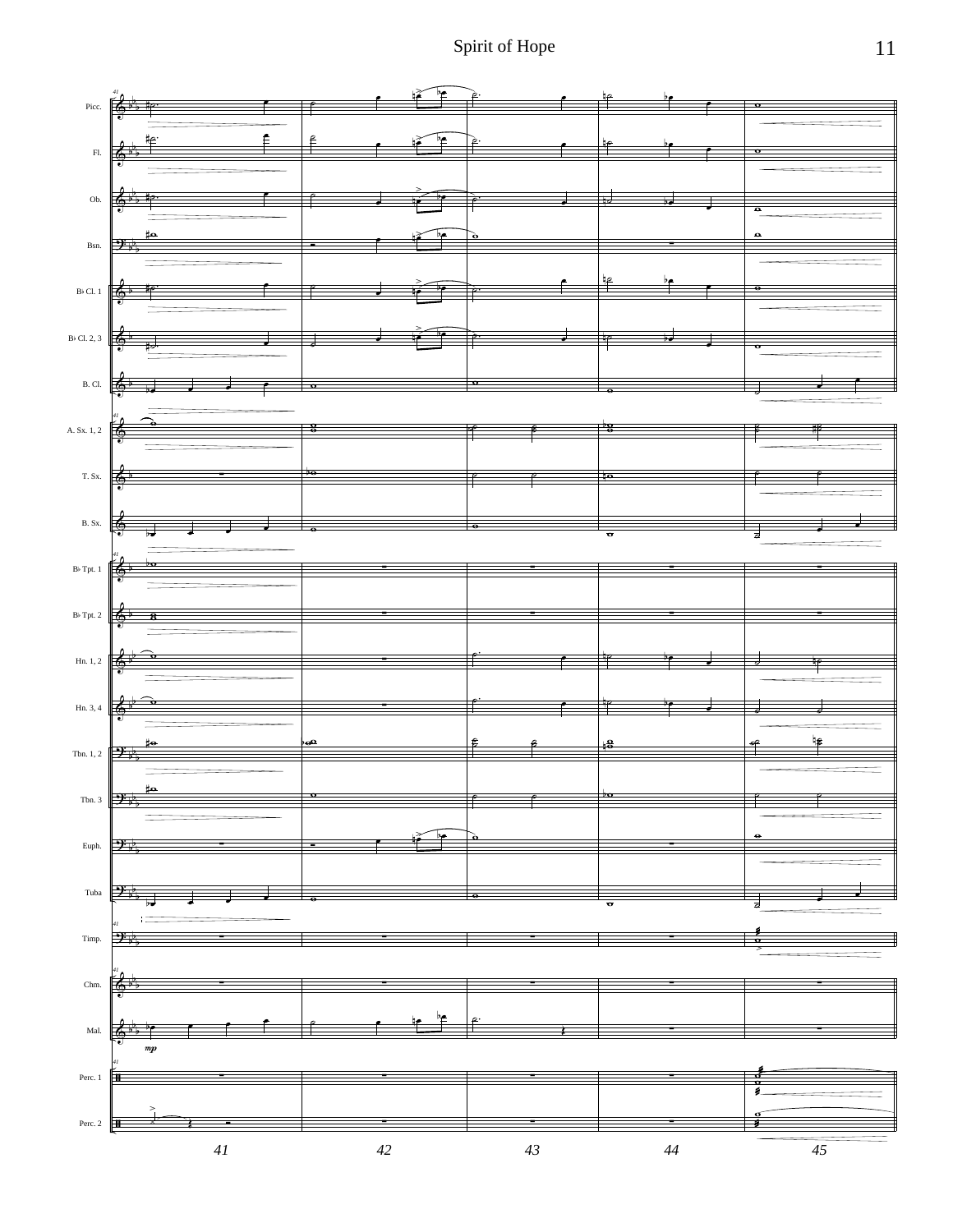Picc.

Fl.

Ob.

Bsn.

B♭ Cl. 1

B♭ Cl. 2, 3

B. Cl.

A. Sx. 1, 2

T. Sx.

B. Sx.

B♭ Tpt. 1

B♭ Tpt. 2

Hn. 1, 2

Hn. 3, 4

Tbn. 1, 2

Tbn. 3

Euph.

Tuba

Timp.

Chm.

Mal.

*mp*

Perc. 1

Perc. 2

41 42 43 44 45